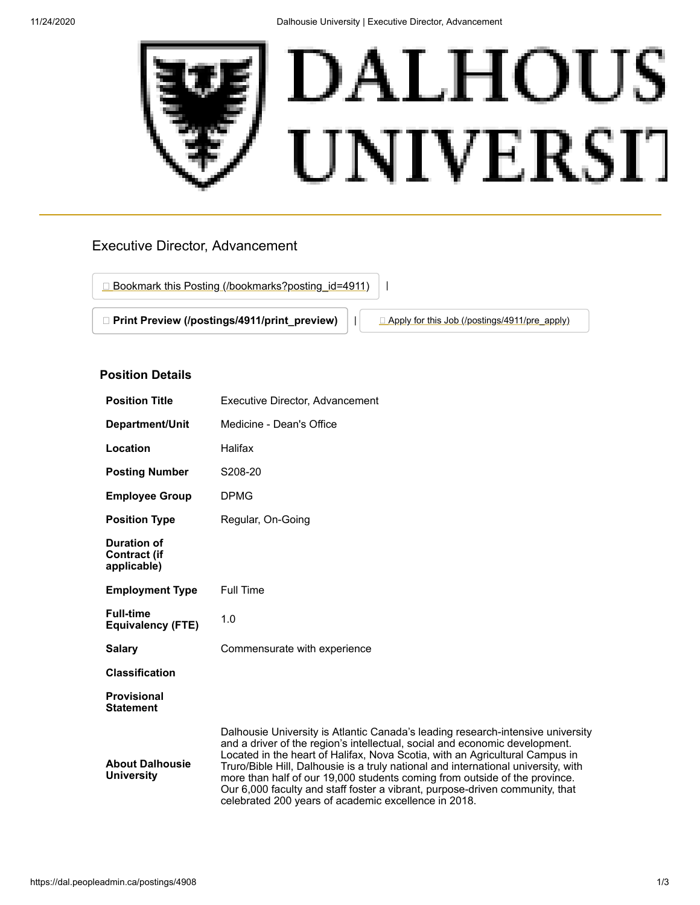# Executive Director, Advancement

Bookmark this Posting (/bookmarks?posting_id=4911) |

Print Preview (/postings/4911/print_preview) | Apply for this Job (/postings/4911/pre_apply)

## Position Details

| | |
|---|---|
| **Position Title** | Executive Director, Advancement |
| **Department/Unit** | Medicine - Dean's Office |
| **Location** | Halifax |
| **Posting Number** | S208-20 |
| **Employee Group** | DPMG |
| **Position Type** | Regular, On-Going |
| **Duration of Contract (if applicable)** | |
| **Employment Type** | Full Time |
| **Full-time Equivalency (FTE)** | 1.0 |
| **Salary** | Commensurate with experience |
| **Classification** | |
| **Provisional Statement** | |
| **About Dalhousie University** | Dalhousie University is Atlantic Canada's leading research-intensive university and a driver of the region's intellectual, social and economic development. Located in the heart of Halifax, Nova Scotia, with an Agricultural Campus in Truro/Bible Hill, Dalhousie is a truly national and international university, with more than half of our 19,000 students coming from outside of the province. Our 6,000 faculty and staff foster a vibrant, purpose-driven community, that celebrated 200 years of academic excellence in 2018. |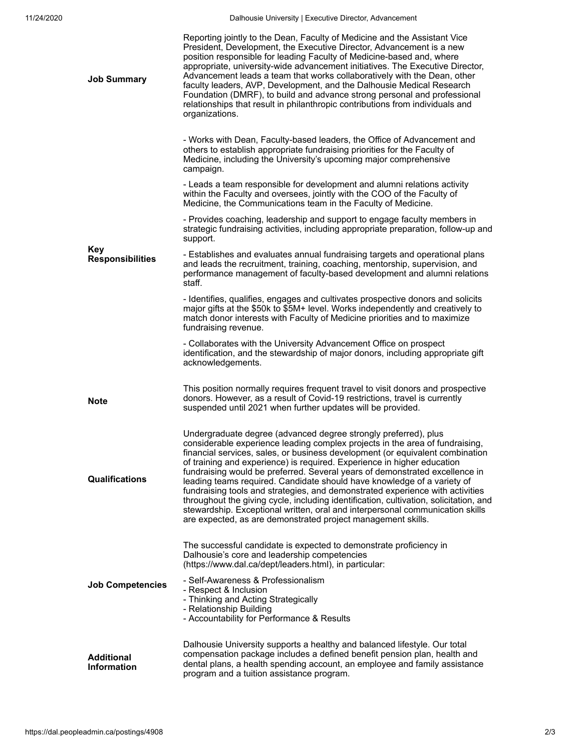**Job Summary**

Reporting jointly to the Dean, Faculty of Medicine and the Assistant Vice President, Development, the Executive Director, Advancement is a new position responsible for leading Faculty of Medicine-based and, where appropriate, university-wide advancement initiatives. The Executive Director, Advancement leads a team that works collaboratively with the Dean, other faculty leaders, AVP, Development, and the Dalhousie Medical Research Foundation (DMRF), to build and advance strong personal and professional relationships that result in philanthropic contributions from individuals and organizations.

**Key Responsibilities**

- Works with Dean, Faculty-based leaders, the Office of Advancement and others to establish appropriate fundraising priorities for the Faculty of Medicine, including the University's upcoming major comprehensive campaign.

- Leads a team responsible for development and alumni relations activity within the Faculty and oversees, jointly with the COO of the Faculty of Medicine, the Communications team in the Faculty of Medicine.

- Provides coaching, leadership and support to engage faculty members in strategic fundraising activities, including appropriate preparation, follow-up and support.

- Establishes and evaluates annual fundraising targets and operational plans and leads the recruitment, training, coaching, mentorship, supervision, and performance management of faculty-based development and alumni relations staff.

- Identifies, qualifies, engages and cultivates prospective donors and solicits major gifts at the $50k to $5M+ level. Works independently and creatively to match donor interests with Faculty of Medicine priorities and to maximize fundraising revenue.

- Collaborates with the University Advancement Office on prospect identification, and the stewardship of major donors, including appropriate gift acknowledgements.

**Note**

This position normally requires frequent travel to visit donors and prospective donors. However, as a result of Covid-19 restrictions, travel is currently suspended until 2021 when further updates will be provided.

**Qualifications**

Undergraduate degree (advanced degree strongly preferred), plus considerable experience leading complex projects in the area of fundraising, financial services, sales, or business development (or equivalent combination of training and experience) is required. Experience in higher education fundraising would be preferred. Several years of demonstrated excellence in leading teams required. Candidate should have knowledge of a variety of fundraising tools and strategies, and demonstrated experience with activities throughout the giving cycle, including identification, cultivation, solicitation, and stewardship. Exceptional written, oral and interpersonal communication skills are expected, as are demonstrated project management skills.

**Job Competencies**

The successful candidate is expected to demonstrate proficiency in Dalhousie's core and leadership competencies (https://www.dal.ca/dept/leaders.html), in particular:

- Self-Awareness & Professionalism
- Respect & Inclusion
- Thinking and Acting Strategically
- Relationship Building
- Accountability for Performance & Results

**Additional Information**

Dalhousie University supports a healthy and balanced lifestyle. Our total compensation package includes a defined benefit pension plan, health and dental plans, a health spending account, an employee and family assistance program and a tuition assistance program.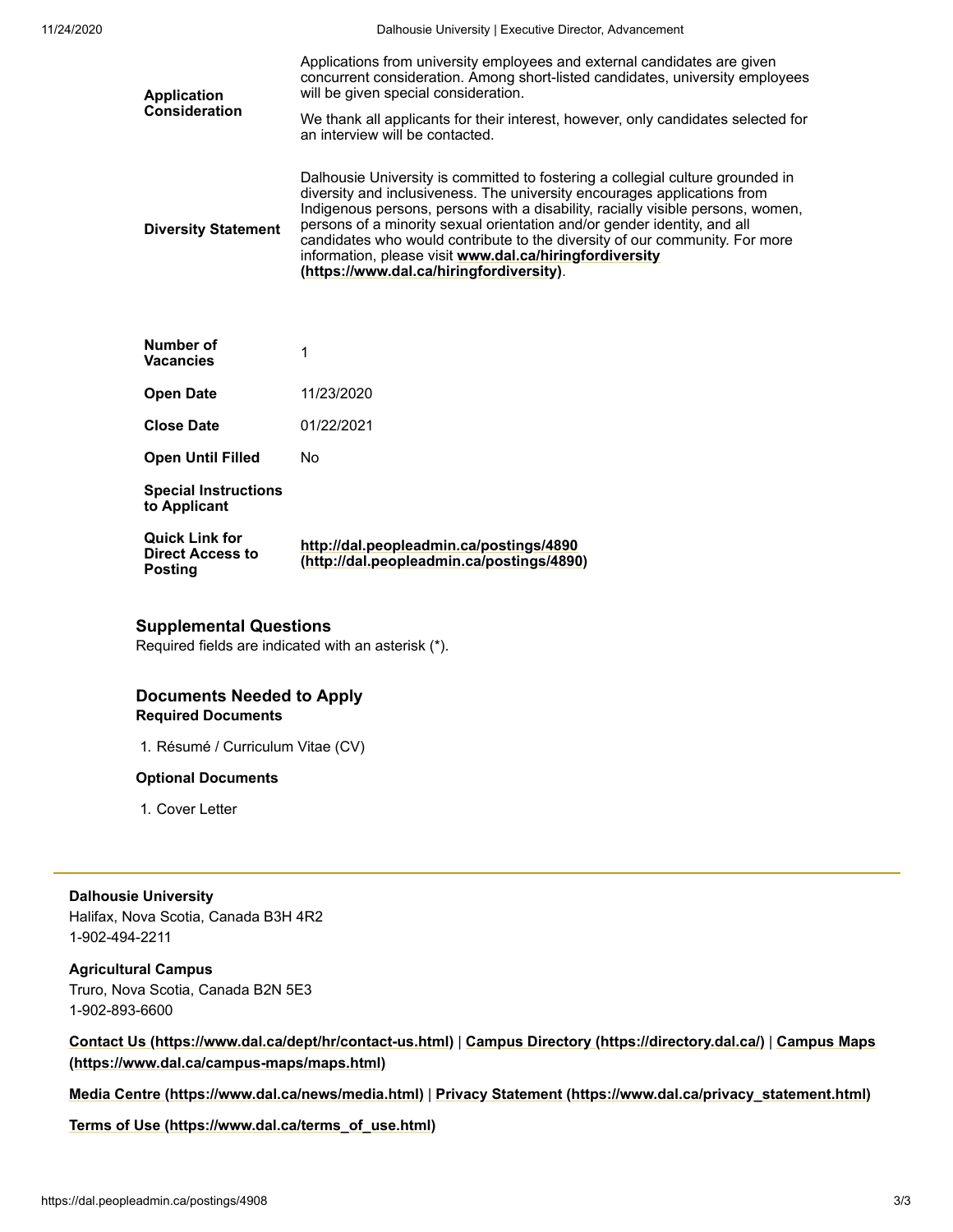| | |
|---|---|
| **Application Consideration** | Applications from university employees and external candidates are given concurrent consideration. Among short-listed candidates, university employees will be given special consideration.<br><br>We thank all applicants for their interest, however, only candidates selected for an interview will be contacted. |
| **Diversity Statement** | Dalhousie University is committed to fostering a collegial culture grounded in diversity and inclusiveness. The university encourages applications from Indigenous persons, persons with a disability, racially visible persons, women, persons of a minority sexual orientation and/or gender identity, and all candidates who would contribute to the diversity of our community. For more information, please visit **www.dal.ca/hiringfordiversity (https://www.dal.ca/hiringfordiversity)**. |

| | |
|---|---|
| **Number of Vacancies** | 1 |
| **Open Date** | 11/23/2020 |
| **Close Date** | 01/22/2021 |
| **Open Until Filled** | No |
| **Special Instructions to Applicant** | |
| **Quick Link for Direct Access to Posting** | **http://dal.peopleadmin.ca/postings/4890 (http://dal.peopleadmin.ca/postings/4890)** |

## Supplemental Questions

Required fields are indicated with an asterisk (*).

## Documents Needed to Apply

**Required Documents**

1. Résumé / Curriculum Vitae (CV)

**Optional Documents**

1. Cover Letter

---

**Dalhousie University**
Halifax, Nova Scotia, Canada B3H 4R2
1-902-494-2211

**Agricultural Campus**
Truro, Nova Scotia, Canada B2N 5E3
1-902-893-6600

**Contact Us (https://www.dal.ca/dept/hr/contact-us.html)** | **Campus Directory (https://directory.dal.ca/)** | **Campus Maps (https://www.dal.ca/campus-maps/maps.html)**

**Media Centre (https://www.dal.ca/news/media.html)** | **Privacy Statement (https://www.dal.ca/privacy_statement.html)**

**Terms of Use (https://www.dal.ca/terms_of_use.html)**